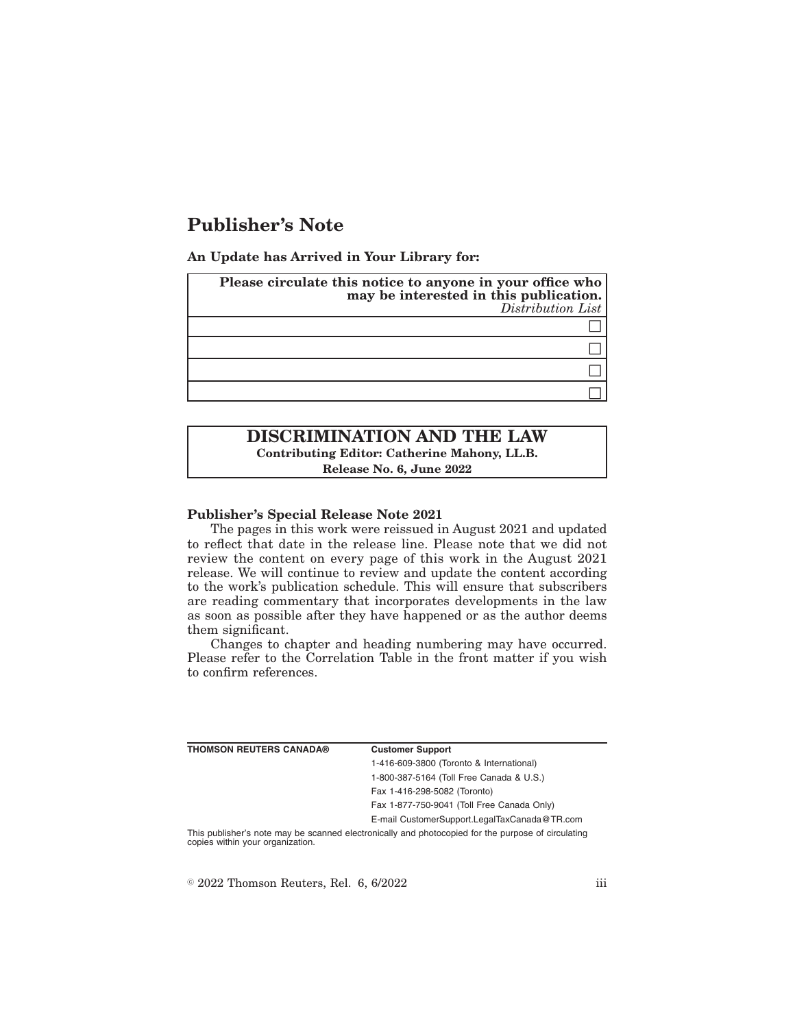# Publisher's Note

**An Update has Arrived in Your Library for:**

| **Please circulate this notice to anyone in your office who may be interested in this publication.** *Distribution List* |
| --- |
| ☐ |
| ☐ |
| ☐ |
| ☐ |

## DISCRIMINATION AND THE LAW

**Contributing Editor: Catherine Mahony, LL.B.**

**Release No. 6, June 2022**

**Publisher's Special Release Note 2021**

The pages in this work were reissued in August 2021 and updated to reflect that date in the release line. Please note that we did not review the content on every page of this work in the August 2021 release. We will continue to review and update the content according to the work's publication schedule. This will ensure that subscribers are reading commentary that incorporates developments in the law as soon as possible after they have happened or as the author deems them significant.

Changes to chapter and heading numbering may have occurred. Please refer to the Correlation Table in the front matter if you wish to confirm references.

**THOMSON REUTERS CANADA®**

**Customer Support**

1-416-609-3800 (Toronto & International)

1-800-387-5164 (Toll Free Canada & U.S.)

Fax 1-416-298-5082 (Toronto)

Fax 1-877-750-9041 (Toll Free Canada Only)

E-mail CustomerSupport.LegalTaxCanada@TR.com

This publisher's note may be scanned electronically and photocopied for the purpose of circulating copies within your organization.

© 2022 Thomson Reuters, Rel. 6, 6/2022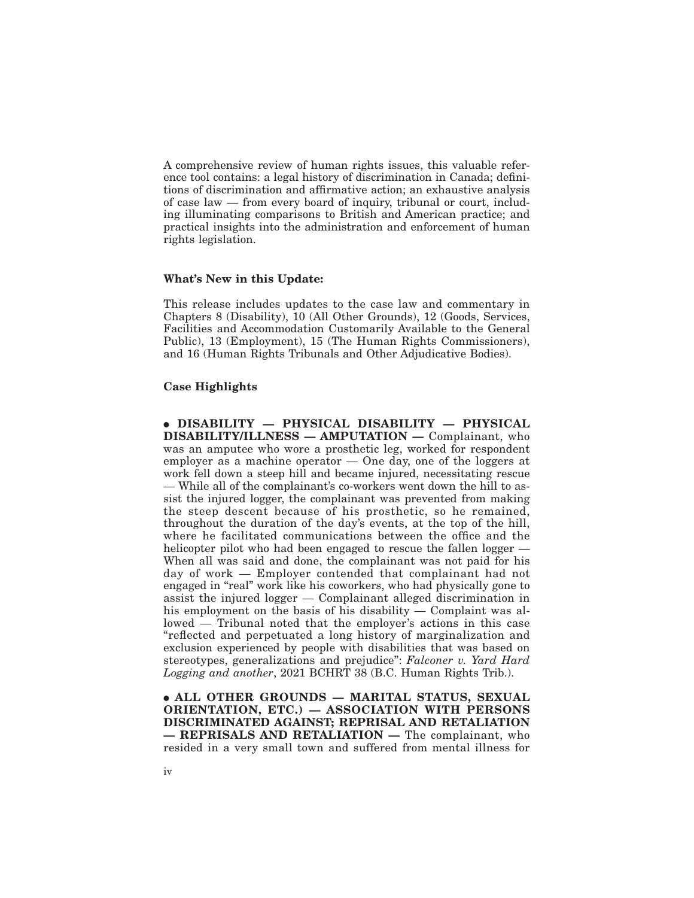A comprehensive review of human rights issues, this valuable reference tool contains: a legal history of discrimination in Canada; definitions of discrimination and affirmative action; an exhaustive analysis of case law — from every board of inquiry, tribunal or court, including illuminating comparisons to British and American practice; and practical insights into the administration and enforcement of human rights legislation.

**What's New in this Update:**

This release includes updates to the case law and commentary in Chapters 8 (Disability), 10 (All Other Grounds), 12 (Goods, Services, Facilities and Accommodation Customarily Available to the General Public), 13 (Employment), 15 (The Human Rights Commissioners), and 16 (Human Rights Tribunals and Other Adjudicative Bodies).

**Case Highlights**

- **DISABILITY — PHYSICAL DISABILITY — PHYSICAL DISABILITY/ILLNESS — AMPUTATION —** Complainant, who was an amputee who wore a prosthetic leg, worked for respondent employer as a machine operator — One day, one of the loggers at work fell down a steep hill and became injured, necessitating rescue — While all of the complainant's co-workers went down the hill to assist the injured logger, the complainant was prevented from making the steep descent because of his prosthetic, so he remained, throughout the duration of the day's events, at the top of the hill, where he facilitated communications between the office and the helicopter pilot who had been engaged to rescue the fallen logger — When all was said and done, the complainant was not paid for his day of work — Employer contended that complainant had not engaged in "real" work like his coworkers, who had physically gone to assist the injured logger — Complainant alleged discrimination in his employment on the basis of his disability — Complaint was allowed — Tribunal noted that the employer's actions in this case "reflected and perpetuated a long history of marginalization and exclusion experienced by people with disabilities that was based on stereotypes, generalizations and prejudice": *Falconer v. Yard Hard Logging and another*, 2021 BCHRT 38 (B.C. Human Rights Trib.).

- **ALL OTHER GROUNDS — MARITAL STATUS, SEXUAL ORIENTATION, ETC.) — ASSOCIATION WITH PERSONS DISCRIMINATED AGAINST; REPRISAL AND RETALIATION — REPRISALS AND RETALIATION —** The complainant, who resided in a very small town and suffered from mental illness for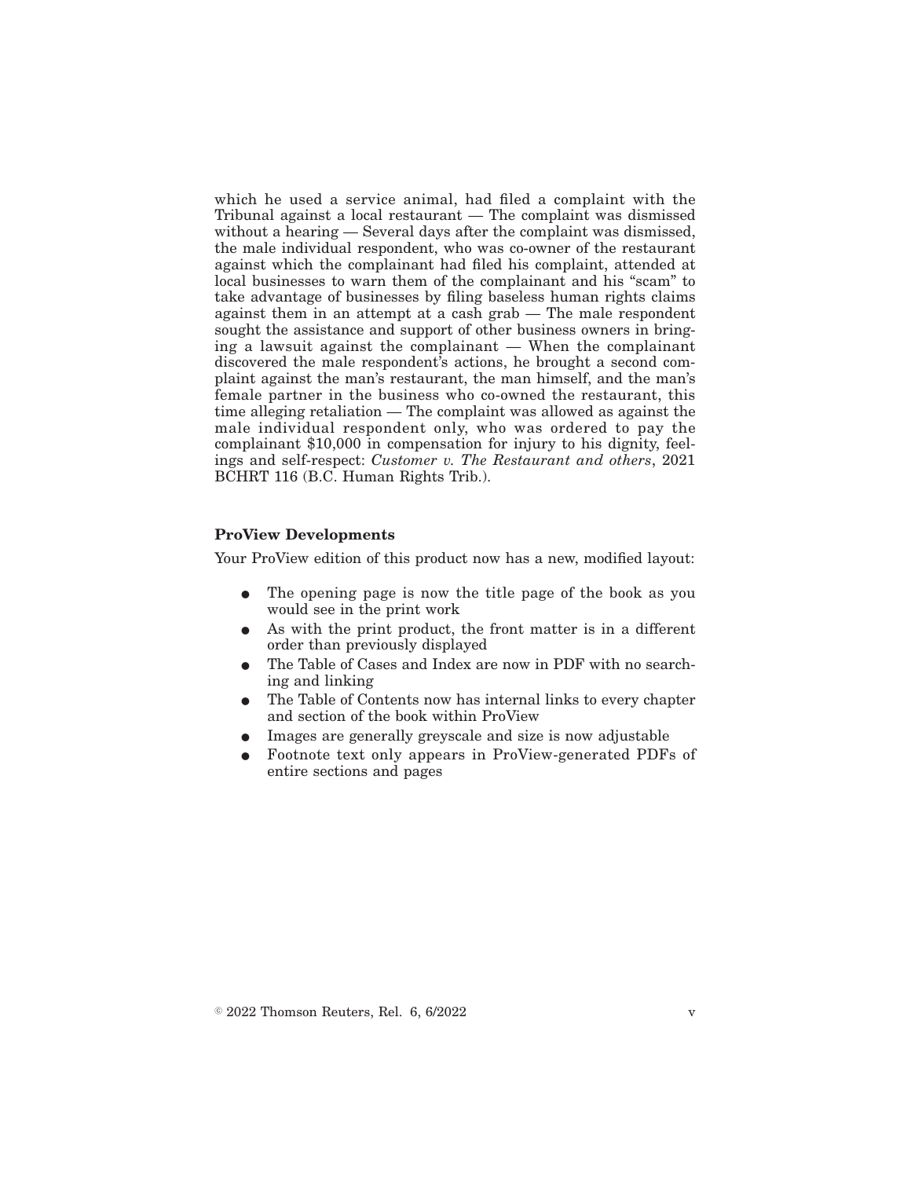which he used a service animal, had filed a complaint with the Tribunal against a local restaurant — The complaint was dismissed without a hearing — Several days after the complaint was dismissed, the male individual respondent, who was co-owner of the restaurant against which the complainant had filed his complaint, attended at local businesses to warn them of the complainant and his "scam" to take advantage of businesses by filing baseless human rights claims against them in an attempt at a cash grab — The male respondent sought the assistance and support of other business owners in bringing a lawsuit against the complainant — When the complainant discovered the male respondent's actions, he brought a second complaint against the man's restaurant, the man himself, and the man's female partner in the business who co-owned the restaurant, this time alleging retaliation — The complaint was allowed as against the male individual respondent only, who was ordered to pay the complainant $10,000 in compensation for injury to his dignity, feelings and self-respect: *Customer v. The Restaurant and others*, 2021 BCHRT 116 (B.C. Human Rights Trib.).

**ProView Developments**

Your ProView edition of this product now has a new, modified layout:

- The opening page is now the title page of the book as you would see in the print work
- As with the print product, the front matter is in a different order than previously displayed
- The Table of Cases and Index are now in PDF with no searching and linking
- The Table of Contents now has internal links to every chapter and section of the book within ProView
- Images are generally greyscale and size is now adjustable
- Footnote text only appears in ProView-generated PDFs of entire sections and pages